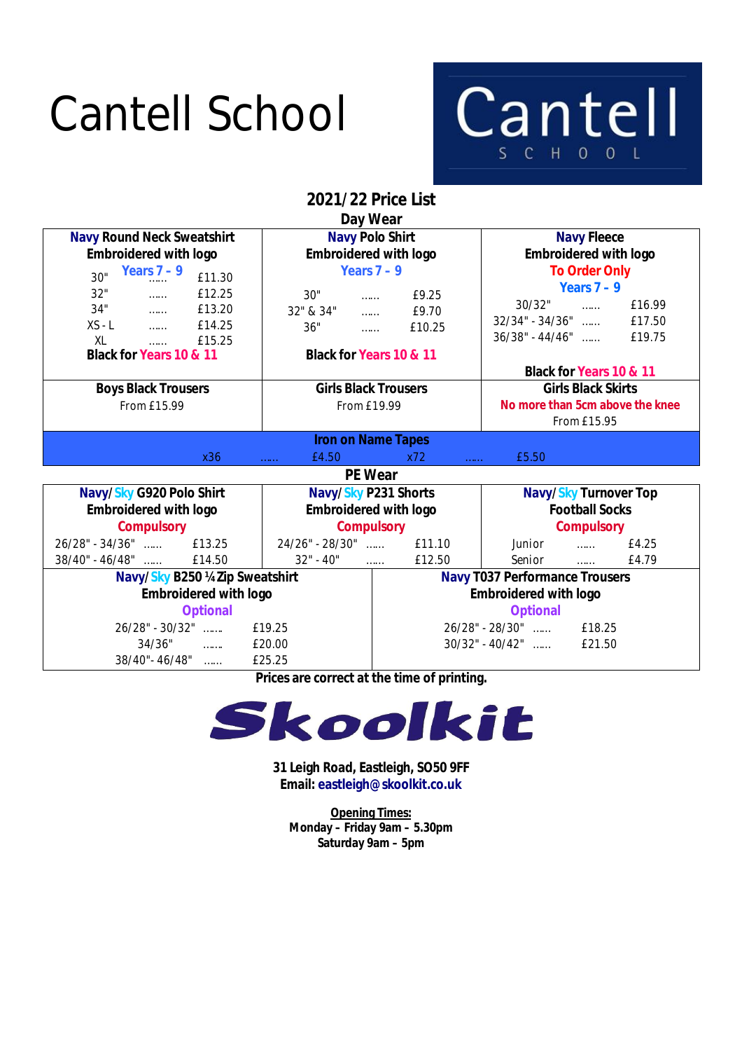# Cantell School

Cantell SCHOOL

## 2021/22 Price List

### Day Wear

| Navy Round Neck Sweatshirt Embroidered with logo Years 7 - 9 | Navy Polo Shirt Embroidered with logo Years 7 - 9 | Navy Fleece Embroidered with logo To Order Only Years 7 - 9 |
|---|---|---|
| 30" …… £11.30<br>32" …… £12.25<br>34" …… £13.20<br>XS - L …… £14.25<br>XL …… £15.25<br>**Black for Years 10 & 11** | 30" …… £9.25<br>32" & 34" …… £9.70<br>36" …… £10.25<br>**Black for Years 10 & 11** | 30/32" …… £16.99<br>32/34" - 34/36" …… £17.50<br>36/38" - 44/46" …… £19.75<br>**Black for Years 10 & 11** |
| **Boys Black Trousers**<br>From £15.99 | **Girls Black Trousers**<br>From £19.99 | **Girls Black Skirts**<br>No more than 5cm above the knee<br>From £15.95 |

**Iron on Name Tapes**

x36 …… £4.50 x72 …… £5.50

### PE Wear

| Navy/Sky G920 Polo Shirt Embroidered with logo Compulsory | Navy/Sky P231 Shorts Embroidered with logo Compulsory | Navy/Sky Turnover Top Football Socks Compulsory |
|---|---|---|
| 26/28" - 34/36" …… £13.25<br>38/40" - 46/48" …… £14.50 | 24/26" - 28/30" …… £11.10<br>32" - 40" …… £12.50 | Junior …… £4.25<br>Senior …… £4.79 |

| Navy/Sky B250 ¼ Zip Sweatshirt Embroidered with logo Optional | Navy T037 Performance Trousers Embroidered with logo Optional |
|---|---|
| 26/28" - 30/32" …… £19.25<br>34/36" …… £20.00<br>38/40"- 46/48" …… £25.25 | 26/28" - 28/30" …… £18.25<br>30/32" - 40/42" …… £21.50 |

**Prices are correct at the time of printing.**

**Skoolkit**

**31 Leigh Road, Eastleigh, SO50 9FF**
**Email: eastleigh@skoolkit.co.uk**

**Opening Times:**
**Monday – Friday 9am – 5.30pm**
**Saturday 9am – 5pm**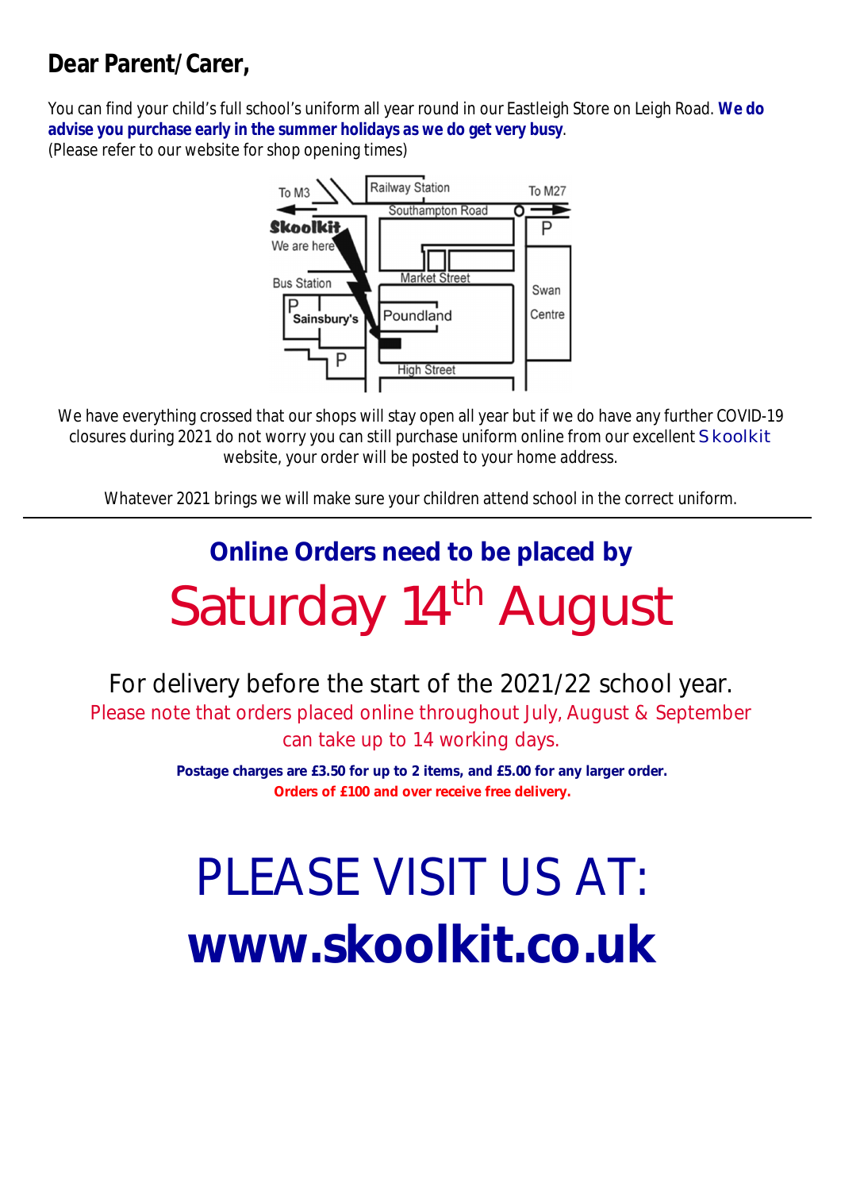**Dear Parent/Carer,**

You can find your child's full school's uniform all year round in our Eastleigh Store on Leigh Road. **We do advise you purchase early in the summer holidays as we do get very busy**.
(Please refer to our website for shop opening times)

To M3
Railway Station
To M27
Southampton Road
Skoolkit
We are here
P
Market Street
Bus Station
Swan Centre
P
Sainsbury's
Poundland
P
High Street

We have everything crossed that our shops will stay open all year but if we do have any further COVID-19 closures during 2021 do not worry you can still purchase uniform online from our excellent Skoolkit website, your order will be posted to your home address.

Whatever 2021 brings we will make sure your children attend school in the correct uniform.

---

## Online Orders need to be placed by

# Saturday 14th August

For delivery before the start of the 2021/22 school year.

Please note that orders placed online throughout July, August & September can take up to 14 working days.

**Postage charges are £3.50 for up to 2 items, and £5.00 for any larger order.**

**Orders of £100 and over receive free delivery.**

# PLEASE VISIT US AT:

# **www.skoolkit.co.uk**